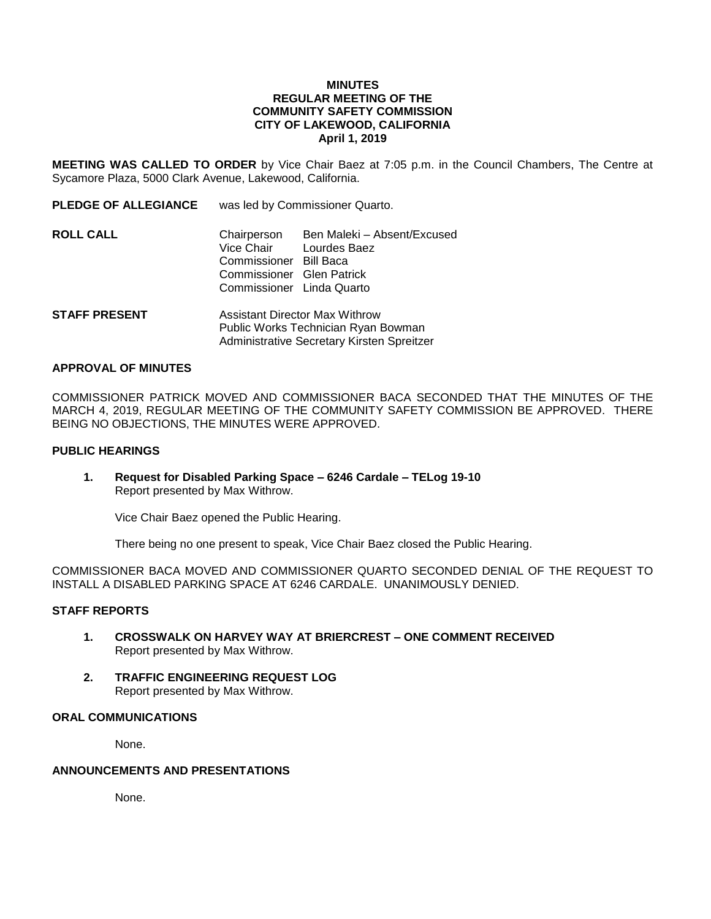**MINUTES**
**REGULAR MEETING OF THE**
**COMMUNITY SAFETY COMMISSION**
**CITY OF LAKEWOOD, CALIFORNIA**
**April 1, 2019**

**MEETING WAS CALLED TO ORDER** by Vice Chair Baez at 7:05 p.m. in the Council Chambers, The Centre at Sycamore Plaza, 5000 Clark Avenue, Lakewood, California.

**PLEDGE OF ALLEGIANCE** was led by Commissioner Quarto.

**ROLL CALL**

| | |
|---|---|
| Chairperson | Ben Maleki – Absent/Excused |
| Vice Chair | Lourdes Baez |
| Commissioner | Bill Baca |
| Commissioner | Glen Patrick |
| Commissioner | Linda Quarto |

**STAFF PRESENT**

Assistant Director Max Withrow
Public Works Technician Ryan Bowman
Administrative Secretary Kirsten Spreitzer

**APPROVAL OF MINUTES**

COMMISSIONER PATRICK MOVED AND COMMISSIONER BACA SECONDED THAT THE MINUTES OF THE MARCH 4, 2019, REGULAR MEETING OF THE COMMUNITY SAFETY COMMISSION BE APPROVED. THERE BEING NO OBJECTIONS, THE MINUTES WERE APPROVED.

**PUBLIC HEARINGS**

1. **Request for Disabled Parking Space – 6246 Cardale – TELog 19-10**
   Report presented by Max Withrow.

   Vice Chair Baez opened the Public Hearing.

   There being no one present to speak, Vice Chair Baez closed the Public Hearing.

COMMISSIONER BACA MOVED AND COMMISSIONER QUARTO SECONDED DENIAL OF THE REQUEST TO INSTALL A DISABLED PARKING SPACE AT 6246 CARDALE. UNANIMOUSLY DENIED.

**STAFF REPORTS**

1. **CROSSWALK ON HARVEY WAY AT BRIERCREST – ONE COMMENT RECEIVED**
   Report presented by Max Withrow.

2. **TRAFFIC ENGINEERING REQUEST LOG**
   Report presented by Max Withrow.

**ORAL COMMUNICATIONS**

None.

**ANNOUNCEMENTS AND PRESENTATIONS**

None.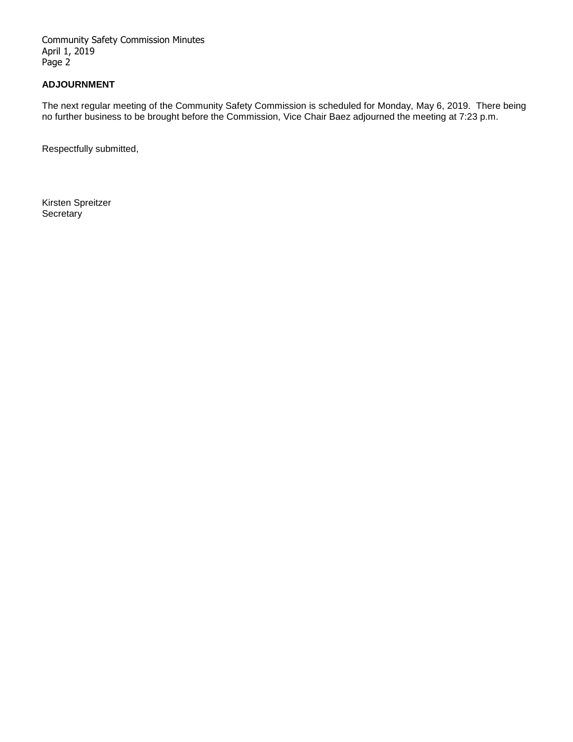## ADJOURNMENT

The next regular meeting of the Community Safety Commission is scheduled for Monday, May 6, 2019. There being no further business to be brought before the Commission, Vice Chair Baez adjourned the meeting at 7:23 p.m.

Respectfully submitted,

Kirsten Spreitzer
Secretary